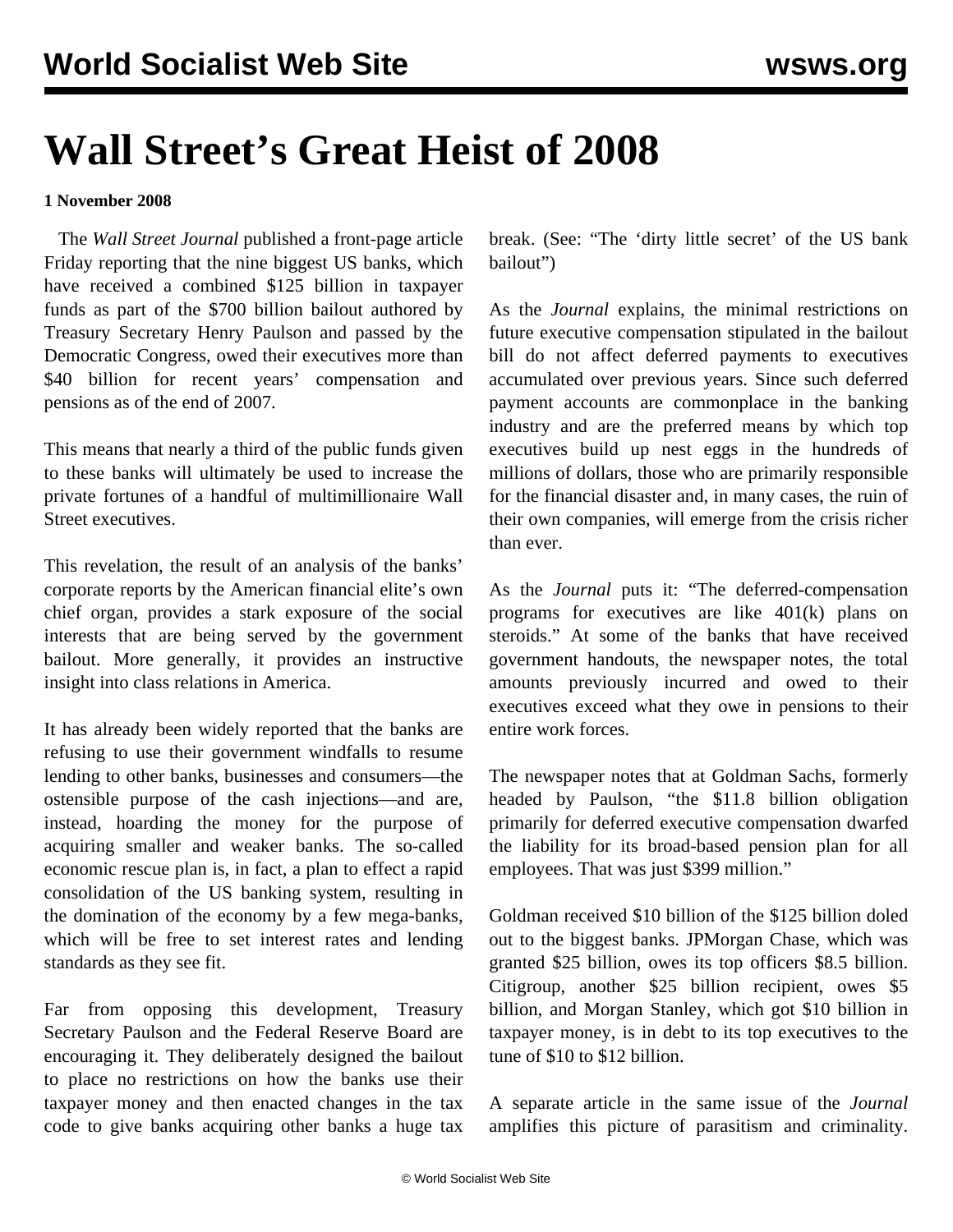# Wall Street's Great Heist of 2008

**1 November 2008**

The *Wall Street Journal* published a front-page article Friday reporting that the nine biggest US banks, which have received a combined $125 billion in taxpayer funds as part of the $700 billion bailout authored by Treasury Secretary Henry Paulson and passed by the Democratic Congress, owed their executives more than $40 billion for recent years' compensation and pensions as of the end of 2007.

This means that nearly a third of the public funds given to these banks will ultimately be used to increase the private fortunes of a handful of multimillionaire Wall Street executives.

This revelation, the result of an analysis of the banks' corporate reports by the American financial elite's own chief organ, provides a stark exposure of the social interests that are being served by the government bailout. More generally, it provides an instructive insight into class relations in America.

It has already been widely reported that the banks are refusing to use their government windfalls to resume lending to other banks, businesses and consumers—the ostensible purpose of the cash injections—and are, instead, hoarding the money for the purpose of acquiring smaller and weaker banks. The so-called economic rescue plan is, in fact, a plan to effect a rapid consolidation of the US banking system, resulting in the domination of the economy by a few mega-banks, which will be free to set interest rates and lending standards as they see fit.

Far from opposing this development, Treasury Secretary Paulson and the Federal Reserve Board are encouraging it. They deliberately designed the bailout to place no restrictions on how the banks use their taxpayer money and then enacted changes in the tax code to give banks acquiring other banks a huge tax break. (See: "The 'dirty little secret' of the US bank bailout")

As the *Journal* explains, the minimal restrictions on future executive compensation stipulated in the bailout bill do not affect deferred payments to executives accumulated over previous years. Since such deferred payment accounts are commonplace in the banking industry and are the preferred means by which top executives build up nest eggs in the hundreds of millions of dollars, those who are primarily responsible for the financial disaster and, in many cases, the ruin of their own companies, will emerge from the crisis richer than ever.

As the *Journal* puts it: "The deferred-compensation programs for executives are like 401(k) plans on steroids." At some of the banks that have received government handouts, the newspaper notes, the total amounts previously incurred and owed to their executives exceed what they owe in pensions to their entire work forces.

The newspaper notes that at Goldman Sachs, formerly headed by Paulson, "the $11.8 billion obligation primarily for deferred executive compensation dwarfed the liability for its broad-based pension plan for all employees. That was just $399 million."

Goldman received $10 billion of the $125 billion doled out to the biggest banks. JPMorgan Chase, which was granted $25 billion, owes its top officers $8.5 billion. Citigroup, another $25 billion recipient, owes $5 billion, and Morgan Stanley, which got $10 billion in taxpayer money, is in debt to its top executives to the tune of $10 to $12 billion.

A separate article in the same issue of the *Journal* amplifies this picture of parasitism and criminality.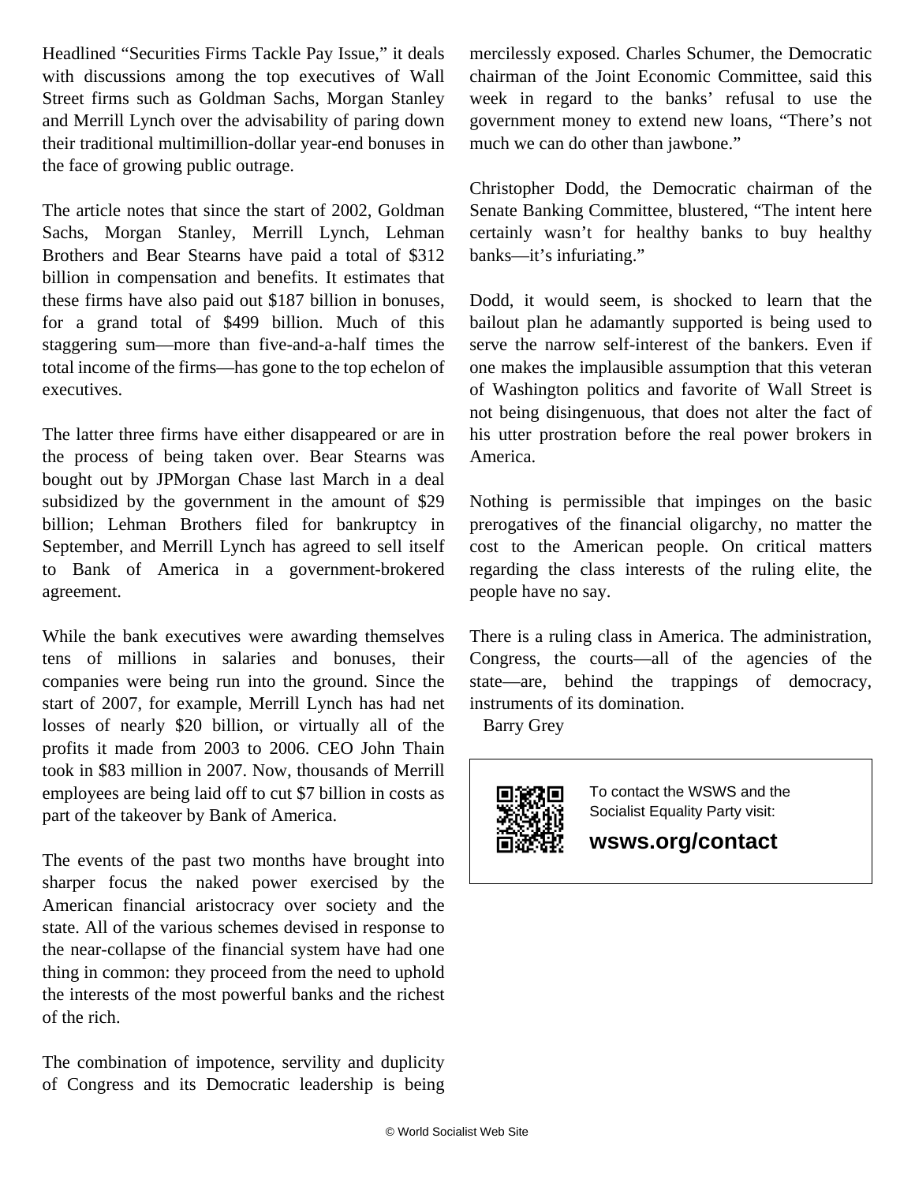Headlined "Securities Firms Tackle Pay Issue," it deals with discussions among the top executives of Wall Street firms such as Goldman Sachs, Morgan Stanley and Merrill Lynch over the advisability of paring down their traditional multimillion-dollar year-end bonuses in the face of growing public outrage.

The article notes that since the start of 2002, Goldman Sachs, Morgan Stanley, Merrill Lynch, Lehman Brothers and Bear Stearns have paid a total of $312 billion in compensation and benefits. It estimates that these firms have also paid out $187 billion in bonuses, for a grand total of $499 billion. Much of this staggering sum—more than five-and-a-half times the total income of the firms—has gone to the top echelon of executives.

The latter three firms have either disappeared or are in the process of being taken over. Bear Stearns was bought out by JPMorgan Chase last March in a deal subsidized by the government in the amount of $29 billion; Lehman Brothers filed for bankruptcy in September, and Merrill Lynch has agreed to sell itself to Bank of America in a government-brokered agreement.

While the bank executives were awarding themselves tens of millions in salaries and bonuses, their companies were being run into the ground. Since the start of 2007, for example, Merrill Lynch has had net losses of nearly $20 billion, or virtually all of the profits it made from 2003 to 2006. CEO John Thain took in $83 million in 2007. Now, thousands of Merrill employees are being laid off to cut $7 billion in costs as part of the takeover by Bank of America.

The events of the past two months have brought into sharper focus the naked power exercised by the American financial aristocracy over society and the state. All of the various schemes devised in response to the near-collapse of the financial system have had one thing in common: they proceed from the need to uphold the interests of the most powerful banks and the richest of the rich.

The combination of impotence, servility and duplicity of Congress and its Democratic leadership is being mercilessly exposed. Charles Schumer, the Democratic chairman of the Joint Economic Committee, said this week in regard to the banks' refusal to use the government money to extend new loans, "There's not much we can do other than jawbone."

Christopher Dodd, the Democratic chairman of the Senate Banking Committee, blustered, "The intent here certainly wasn't for healthy banks to buy healthy banks—it's infuriating."

Dodd, it would seem, is shocked to learn that the bailout plan he adamantly supported is being used to serve the narrow self-interest of the bankers. Even if one makes the implausible assumption that this veteran of Washington politics and favorite of Wall Street is not being disingenuous, that does not alter the fact of his utter prostration before the real power brokers in America.

Nothing is permissible that impinges on the basic prerogatives of the financial oligarchy, no matter the cost to the American people. On critical matters regarding the class interests of the ruling elite, the people have no say.

There is a ruling class in America. The administration, Congress, the courts—all of the agencies of the state—are, behind the trappings of democracy, instruments of its domination.

Barry Grey

To contact the WSWS and the Socialist Equality Party visit:

**wsws.org/contact**